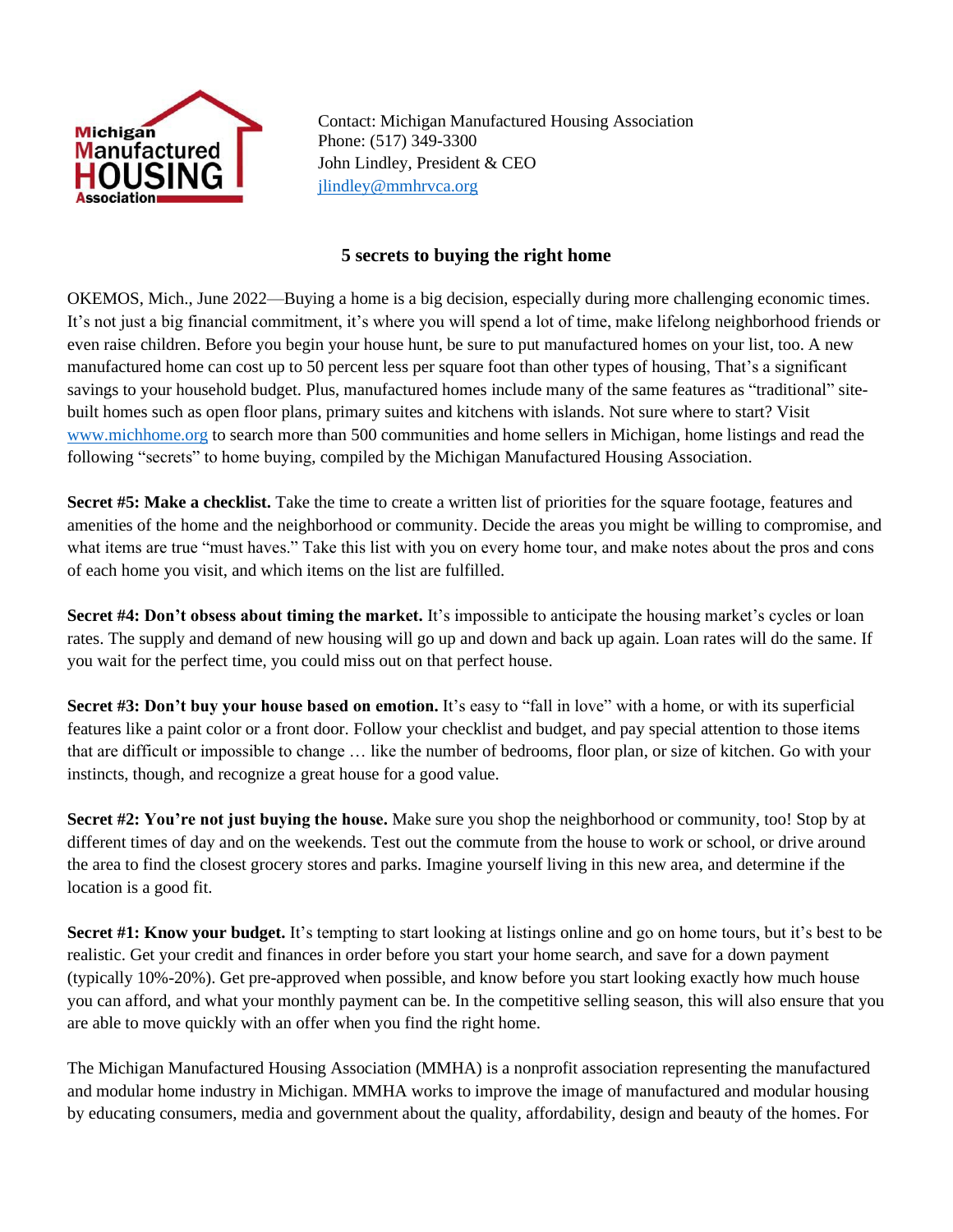Michigan Manufactured HOUSING Association

Contact: Michigan Manufactured Housing Association
Phone: (517) 349-3300
John Lindley, President & CEO
jlindley@mmhrvca.org

## 5 secrets to buying the right home

OKEMOS, Mich., June 2022—Buying a home is a big decision, especially during more challenging economic times. It's not just a big financial commitment, it's where you will spend a lot of time, make lifelong neighborhood friends or even raise children. Before you begin your house hunt, be sure to put manufactured homes on your list, too. A new manufactured home can cost up to 50 percent less per square foot than other types of housing, That's a significant savings to your household budget. Plus, manufactured homes include many of the same features as "traditional" site-built homes such as open floor plans, primary suites and kitchens with islands. Not sure where to start? Visit www.michhome.org to search more than 500 communities and home sellers in Michigan, home listings and read the following "secrets" to home buying, compiled by the Michigan Manufactured Housing Association.

**Secret #5: Make a checklist.** Take the time to create a written list of priorities for the square footage, features and amenities of the home and the neighborhood or community. Decide the areas you might be willing to compromise, and what items are true "must haves." Take this list with you on every home tour, and make notes about the pros and cons of each home you visit, and which items on the list are fulfilled.

**Secret #4: Don't obsess about timing the market.** It's impossible to anticipate the housing market's cycles or loan rates. The supply and demand of new housing will go up and down and back up again. Loan rates will do the same. If you wait for the perfect time, you could miss out on that perfect house.

**Secret #3: Don't buy your house based on emotion.** It's easy to "fall in love" with a home, or with its superficial features like a paint color or a front door. Follow your checklist and budget, and pay special attention to those items that are difficult or impossible to change … like the number of bedrooms, floor plan, or size of kitchen. Go with your instincts, though, and recognize a great house for a good value.

**Secret #2: You're not just buying the house.** Make sure you shop the neighborhood or community, too! Stop by at different times of day and on the weekends. Test out the commute from the house to work or school, or drive around the area to find the closest grocery stores and parks. Imagine yourself living in this new area, and determine if the location is a good fit.

**Secret #1: Know your budget.** It's tempting to start looking at listings online and go on home tours, but it's best to be realistic. Get your credit and finances in order before you start your home search, and save for a down payment (typically 10%-20%). Get pre-approved when possible, and know before you start looking exactly how much house you can afford, and what your monthly payment can be. In the competitive selling season, this will also ensure that you are able to move quickly with an offer when you find the right home.

The Michigan Manufactured Housing Association (MMHA) is a nonprofit association representing the manufactured and modular home industry in Michigan. MMHA works to improve the image of manufactured and modular housing by educating consumers, media and government about the quality, affordability, design and beauty of the homes. For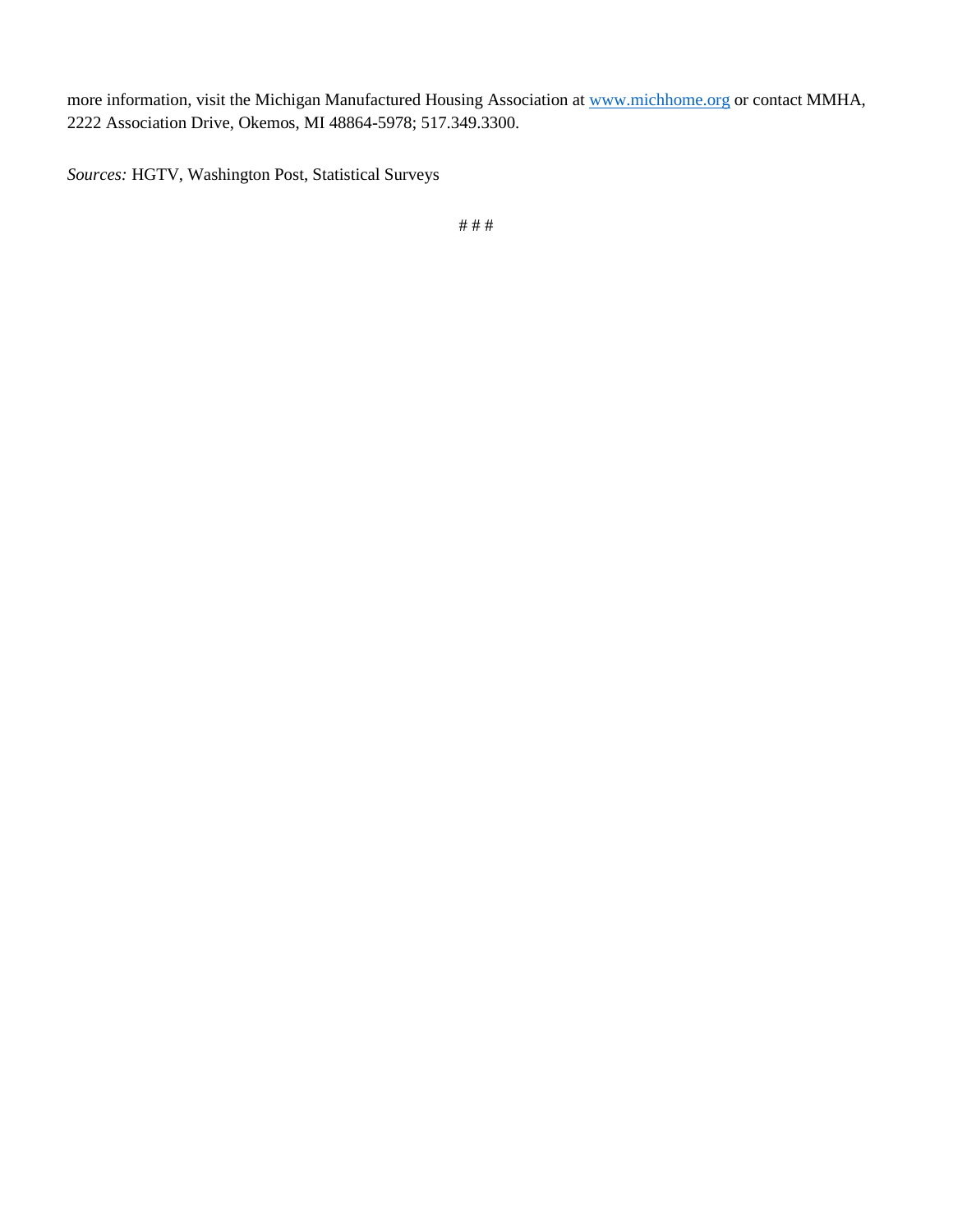more information, visit the Michigan Manufactured Housing Association at [www.michhome.org](http://www.michhome.org) or contact MMHA, 2222 Association Drive, Okemos, MI 48864-5978; 517.349.3300.

*Sources:* HGTV, Washington Post, Statistical Surveys

# # #